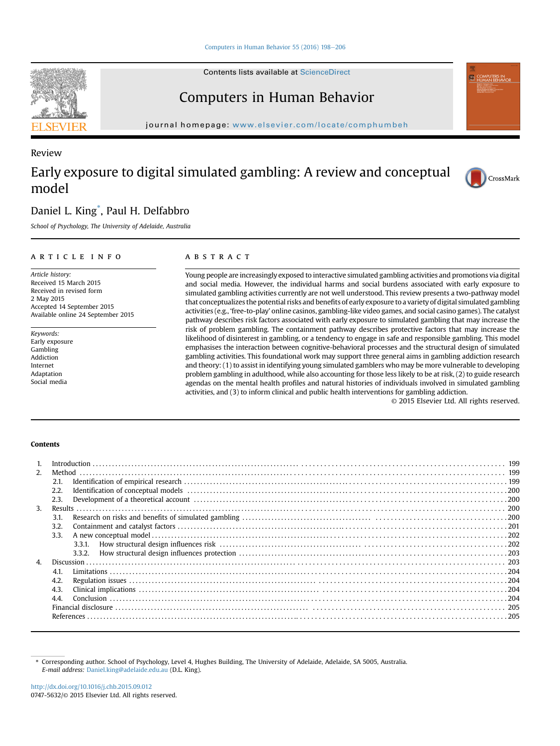Contents lists available at ScienceDirect

# Computers in Human Behavior

journal homepage: www.elsevier.com/locate/comphumbeh

Review

# Early exposure to digital simulated gambling: A review and conceptual model

Daniel L. King*, Paul H. Delfabbro

*School of Psychology, The University of Adelaide, Australia*

## ARTICLE INFO

*Article history:*
Received 15 March 2015
Received in revised form
2 May 2015
Accepted 14 September 2015
Available online 24 September 2015

*Keywords:*
Early exposure
Gambling
Addiction
Internet
Adaptation
Social media

## ABSTRACT

Young people are increasingly exposed to interactive simulated gambling activities and promotions via digital and social media. However, the individual harms and social burdens associated with early exposure to simulated gambling activities currently are not well understood. This review presents a two-pathway model that conceptualizes the potential risks and benefits of early exposure to a variety of digital simulated gambling activities (e.g., 'free-to-play' online casinos, gambling-like video games, and social casino games). The catalyst pathway describes risk factors associated with early exposure to simulated gambling that may increase the risk of problem gambling. The containment pathway describes protective factors that may increase the likelihood of disinterest in gambling, or a tendency to engage in safe and responsible gambling. This model emphasises the interaction between cognitive-behavioral processes and the structural design of simulated gambling activities. This foundational work may support three general aims in gambling addiction research and theory: (1) to assist in identifying young simulated gamblers who may be more vulnerable to developing problem gambling in adulthood, while also accounting for those less likely to be at risk, (2) to guide research agendas on the mental health profiles and natural histories of individuals involved in simulated gambling activities, and (3) to inform clinical and public health interventions for gambling addiction.

© 2015 Elsevier Ltd. All rights reserved.

## Contents

1. Introduction ... 199
2. Method ... 199
   - 2.1. Identification of empirical research ... 199
   - 2.2. Identification of conceptual models ... 200
   - 2.3. Development of a theoretical account ... 200
3. Results ... 200
   - 3.1. Research on risks and benefits of simulated gambling ... 200
   - 3.2. Containment and catalyst factors ... 201
   - 3.3. A new conceptual model ... 202
     - 3.3.1. How structural design influences risk ... 202
     - 3.3.2. How structural design influences protection ... 203
4. Discussion ... 203
   - 4.1. Limitations ... 204
   - 4.2. Regulation issues ... 204
   - 4.3. Clinical implications ... 204
   - 4.4. Conclusion ... 204
   
   Financial disclosure ... 205
   
   References ... 205

* Corresponding author. School of Psychology, Level 4, Hughes Building, The University of Adelaide, Adelaide, SA 5005, Australia.
*E-mail address:* Daniel.king@adelaide.edu.au (D.L. King).

http://dx.doi.org/10.1016/j.chb.2015.09.012
0747-5632/© 2015 Elsevier Ltd. All rights reserved.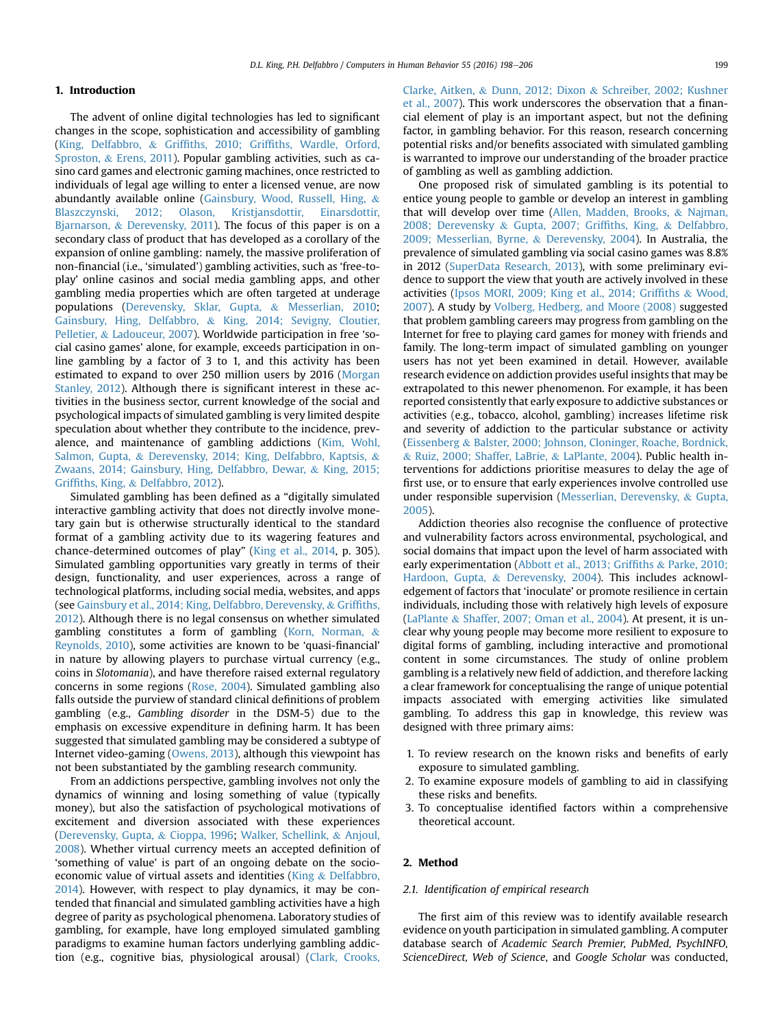## 1. Introduction

The advent of online digital technologies has led to significant changes in the scope, sophistication and accessibility of gambling (King, Delfabbro, & Griffiths, 2010; Griffiths, Wardle, Orford, Sproston, & Erens, 2011). Popular gambling activities, such as casino card games and electronic gaming machines, once restricted to individuals of legal age willing to enter a licensed venue, are now abundantly available online (Gainsbury, Wood, Russell, Hing, & Blaszczynski, 2012; Olason, Kristjansdottir, Einarsdottir, Bjarnarson, & Derevensky, 2011). The focus of this paper is on a secondary class of product that has developed as a corollary of the expansion of online gambling: namely, the massive proliferation of non-financial (i.e., 'simulated') gambling activities, such as 'free-to-play' online casinos and social media gambling apps, and other gambling media properties which are often targeted at underage populations (Derevensky, Sklar, Gupta, & Messerlian, 2010; Gainsbury, Hing, Delfabbro, & King, 2014; Sevigny, Cloutier, Pelletier, & Ladouceur, 2007). Worldwide participation in free 'social casino games' alone, for example, exceeds participation in online gambling by a factor of 3 to 1, and this activity has been estimated to expand to over 250 million users by 2016 (Morgan Stanley, 2012). Although there is significant interest in these activities in the business sector, current knowledge of the social and psychological impacts of simulated gambling is very limited despite speculation about whether they contribute to the incidence, prevalence, and maintenance of gambling addictions (Kim, Wohl, Salmon, Gupta, & Derevensky, 2014; King, Delfabbro, Kaptsis, & Zwaans, 2014; Gainsbury, Hing, Delfabbro, Dewar, & King, 2015; Griffiths, King, & Delfabbro, 2012).

Simulated gambling has been defined as a "digitally simulated interactive gambling activity that does not directly involve monetary gain but is otherwise structurally identical to the standard format of a gambling activity due to its wagering features and chance-determined outcomes of play" (King et al., 2014, p. 305). Simulated gambling opportunities vary greatly in terms of their design, functionality, and user experiences, across a range of technological platforms, including social media, websites, and apps (see Gainsbury et al., 2014; King, Delfabbro, Derevensky, & Griffiths, 2012). Although there is no legal consensus on whether simulated gambling constitutes a form of gambling (Korn, Norman, & Reynolds, 2010), some activities are known to be 'quasi-financial' in nature by allowing players to purchase virtual currency (e.g., coins in *Slotomania*), and have therefore raised external regulatory concerns in some regions (Rose, 2004). Simulated gambling also falls outside the purview of standard clinical definitions of problem gambling (e.g., *Gambling disorder* in the DSM-5) due to the emphasis on excessive expenditure in defining harm. It has been suggested that simulated gambling may be considered a subtype of Internet video-gaming (Owens, 2013), although this viewpoint has not been substantiated by the gambling research community.

From an addictions perspective, gambling involves not only the dynamics of winning and losing something of value (typically money), but also the satisfaction of psychological motivations of excitement and diversion associated with these experiences (Derevensky, Gupta, & Cioppa, 1996; Walker, Schellink, & Anjoul, 2008). Whether virtual currency meets an accepted definition of 'something of value' is part of an ongoing debate on the socio-economic value of virtual assets and identities (King & Delfabbro, 2014). However, with respect to play dynamics, it may be contended that financial and simulated gambling activities have a high degree of parity as psychological phenomena. Laboratory studies of gambling, for example, have long employed simulated gambling paradigms to examine human factors underlying gambling addiction (e.g., cognitive bias, physiological arousal) (Clark, Crooks, Clarke, Aitken, & Dunn, 2012; Dixon & Schreiber, 2002; Kushner et al., 2007). This work underscores the observation that a financial element of play is an important aspect, but not the defining factor, in gambling behavior. For this reason, research concerning potential risks and/or benefits associated with simulated gambling is warranted to improve our understanding of the broader practice of gambling as well as gambling addiction.

One proposed risk of simulated gambling is its potential to entice young people to gamble or develop an interest in gambling that will develop over time (Allen, Madden, Brooks, & Najman, 2008; Derevensky & Gupta, 2007; Griffiths, King, & Delfabbro, 2009; Messerlian, Byrne, & Derevensky, 2004). In Australia, the prevalence of simulated gambling via social casino games was 8.8% in 2012 (SuperData Research, 2013), with some preliminary evidence to support the view that youth are actively involved in these activities (Ipsos MORI, 2009; King et al., 2014; Griffiths & Wood, 2007). A study by Volberg, Hedberg, and Moore (2008) suggested that problem gambling careers may progress from gambling on the Internet for free to playing card games for money with friends and family. The long-term impact of simulated gambling on younger users has not yet been examined in detail. However, available research evidence on addiction provides useful insights that may be extrapolated to this newer phenomenon. For example, it has been reported consistently that early exposure to addictive substances or activities (e.g., tobacco, alcohol, gambling) increases lifetime risk and severity of addiction to the particular substance or activity (Eissenberg & Balster, 2000; Johnson, Cloninger, Roache, Bordnick, & Ruiz, 2000; Shaffer, LaBrie, & LaPlante, 2004). Public health interventions for addictions prioritise measures to delay the age of first use, or to ensure that early experiences involve controlled use under responsible supervision (Messerlian, Derevensky, & Gupta, 2005).

Addiction theories also recognise the confluence of protective and vulnerability factors across environmental, psychological, and social domains that impact upon the level of harm associated with early experimentation (Abbott et al., 2013; Griffiths & Parke, 2010; Hardoon, Gupta, & Derevensky, 2004). This includes acknowledgement of factors that 'inoculate' or promote resilience in certain individuals, including those with relatively high levels of exposure (LaPlante & Shaffer, 2007; Oman et al., 2004). At present, it is unclear why young people may become more resilient to exposure to digital forms of gambling, including interactive and promotional content in some circumstances. The study of online problem gambling is a relatively new field of addiction, and therefore lacking a clear framework for conceptualising the range of unique potential impacts associated with emerging activities like simulated gambling. To address this gap in knowledge, this review was designed with three primary aims:

1. To review research on the known risks and benefits of early exposure to simulated gambling.
2. To examine exposure models of gambling to aid in classifying these risks and benefits.
3. To conceptualise identified factors within a comprehensive theoretical account.

## 2. Method

### 2.1. Identification of empirical research

The first aim of this review was to identify available research evidence on youth participation in simulated gambling. A computer database search of *Academic Search Premier, PubMed, PsychINFO, ScienceDirect, Web of Science*, and *Google Scholar* was conducted,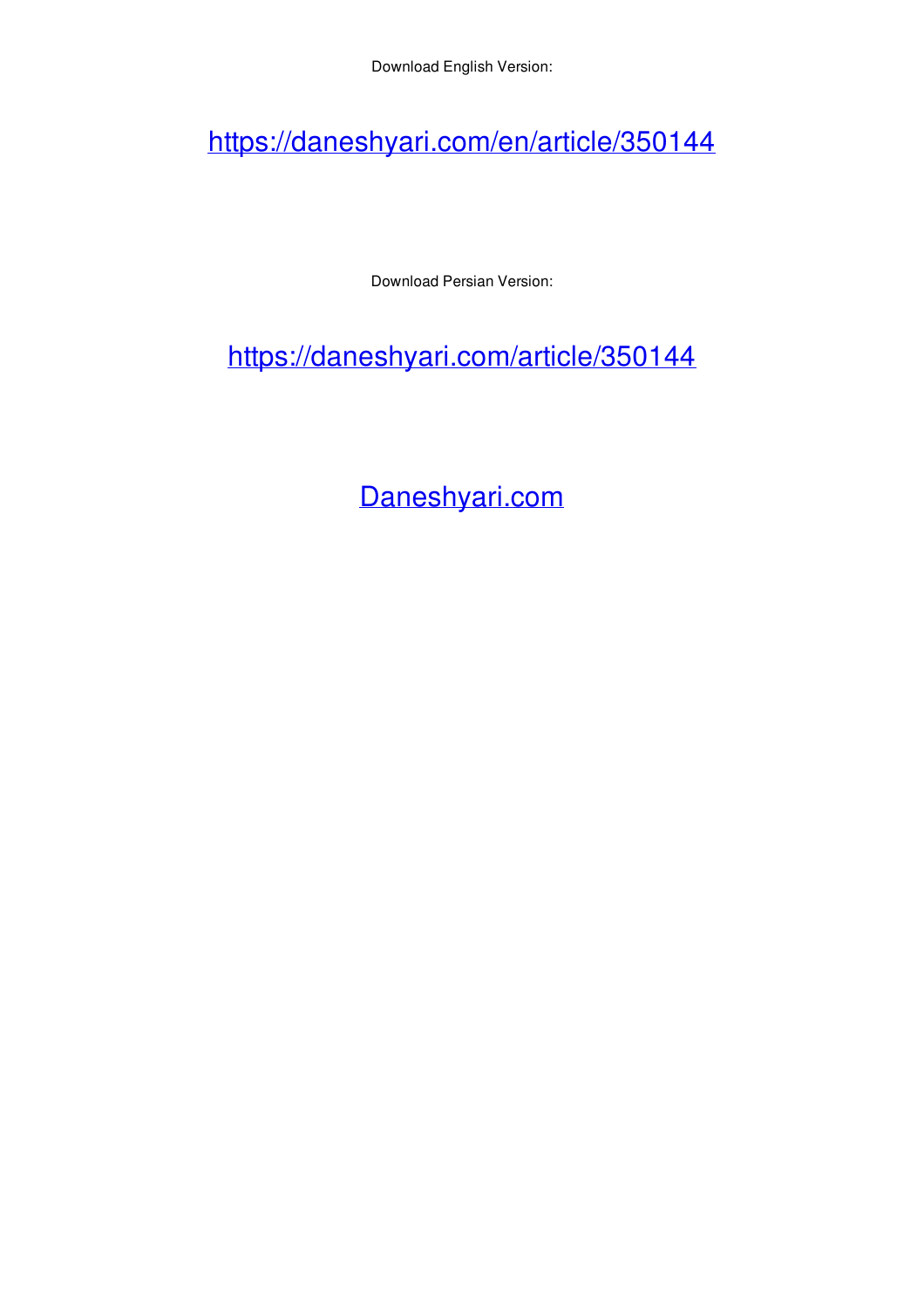Download English Version:

https://daneshyari.com/en/article/350144

Download Persian Version:

https://daneshyari.com/article/350144

Daneshyari.com